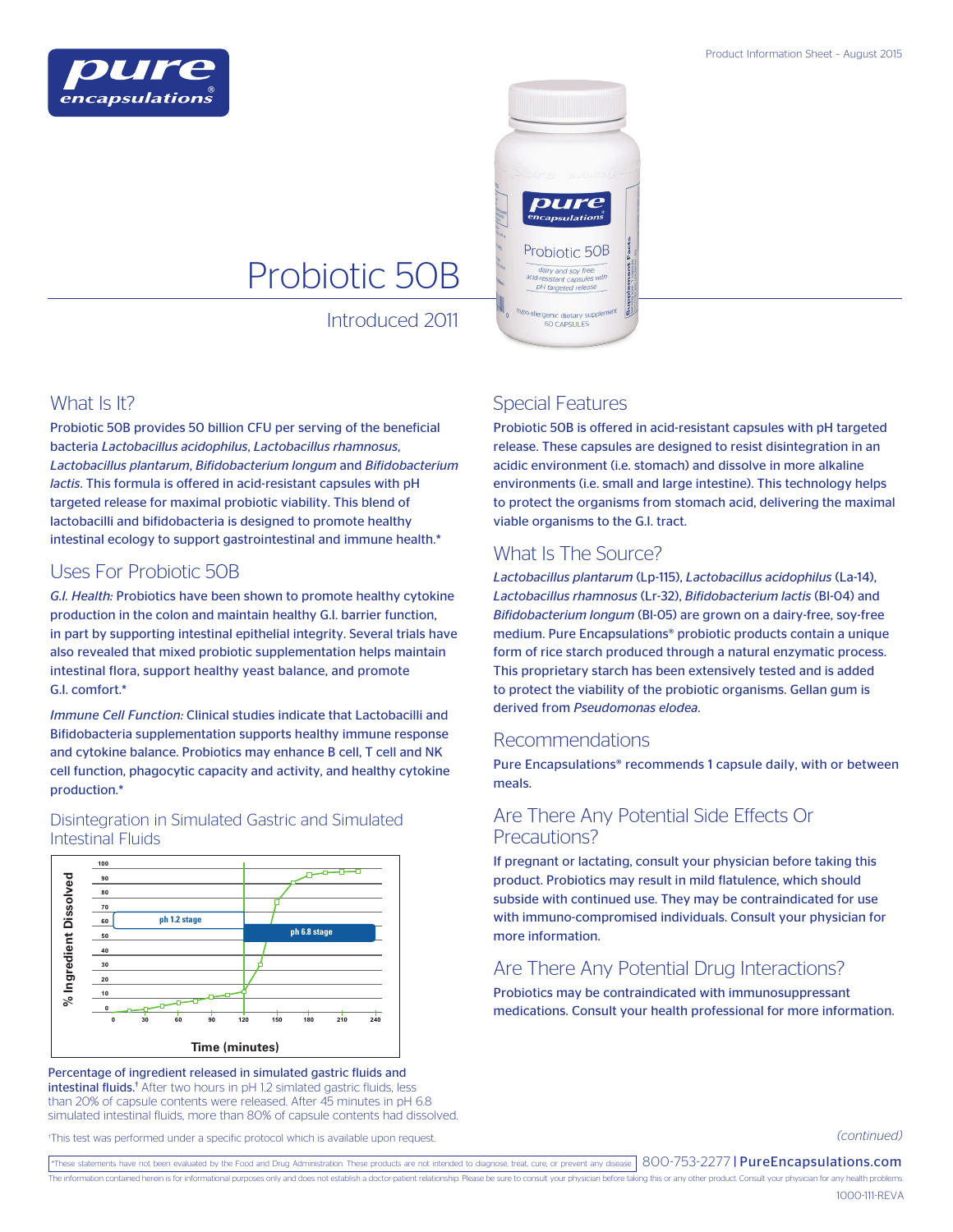# Probiotic 50B

Introduced 2011

## What Is It?

Probiotic 50B provides 50 billion CFU per serving of the beneficial bacteria *Lactobacillus acidophilus*, *Lactobacillus rhamnosus*, *Lactobacillus plantarum*, *Bifidobacterium longum* and *Bifidobacterium lactis*. This formula is offered in acid-resistant capsules with pH targeted release for maximal probiotic viability. This blend of lactobacilli and bifidobacteria is designed to promote healthy intestinal ecology to support gastrointestinal and immune health.*

## Uses For Probiotic 50B

*G.I. Health:* Probiotics have been shown to promote healthy cytokine production in the colon and maintain healthy G.I. barrier function, in part by supporting intestinal epithelial integrity. Several trials have also revealed that mixed probiotic supplementation helps maintain intestinal flora, support healthy yeast balance, and promote G.I. comfort.*

*Immune Cell Function:* Clinical studies indicate that Lactobacilli and Bifidobacteria supplementation supports healthy immune response and cytokine balance. Probiotics may enhance B cell, T cell and NK cell function, phagocytic capacity and activity, and healthy cytokine production.*

### Disintegration in Simulated Gastric and Simulated Intestinal Fluids

**Percentage of ingredient released in simulated gastric fluids and intestinal fluids.**[†] After two hours in pH 1.2 simlated gastric fluids, less than 20% of capsule contents were released. After 45 minutes in pH 6.8 simulated intestinal fluids, more than 80% of capsule contents had dissolved.

[†]This test was performed under a specific protocol which is available upon request.

## Special Features

Probiotic 50B is offered in acid-resistant capsules with pH targeted release. These capsules are designed to resist disintegration in an acidic environment (i.e. stomach) and dissolve in more alkaline environments (i.e. small and large intestine). This technology helps to protect the organisms from stomach acid, delivering the maximal viable organisms to the G.I. tract.

## What Is The Source?

*Lactobacillus plantarum* (Lp-115), *Lactobacillus acidophilus* (La-14), *Lactobacillus rhamnosus* (Lr-32), *Bifidobacterium lactis* (Bl-04) and *Bifidobacterium longum* (Bl-05) are grown on a dairy-free, soy-free medium. Pure Encapsulations® probiotic products contain a unique form of rice starch produced through a natural enzymatic process. This proprietary starch has been extensively tested and is added to protect the viability of the probiotic organisms. Gellan gum is derived from *Pseudomonas elodea*.

## Recommendations

Pure Encapsulations® recommends 1 capsule daily, with or between meals.

## Are There Any Potential Side Effects Or Precautions?

If pregnant or lactating, consult your physician before taking this product. Probiotics may result in mild flatulence, which should subside with continued use. They may be contraindicated for use with immuno-compromised individuals. Consult your physician for more information.

## Are There Any Potential Drug Interactions?

Probiotics may be contraindicated with immunosuppressant medications. Consult your health professional for more information.

*(continued)*

*These statements have not been evaluated by the Food and Drug Administration. These products are not intended to diagnose, treat, cure, or prevent any disease.

The information contained herein is for informational purposes only and does not establish a doctor-patient relationship. Please be sure to consult your physician before taking this or any other product. Consult your physician for any health problems.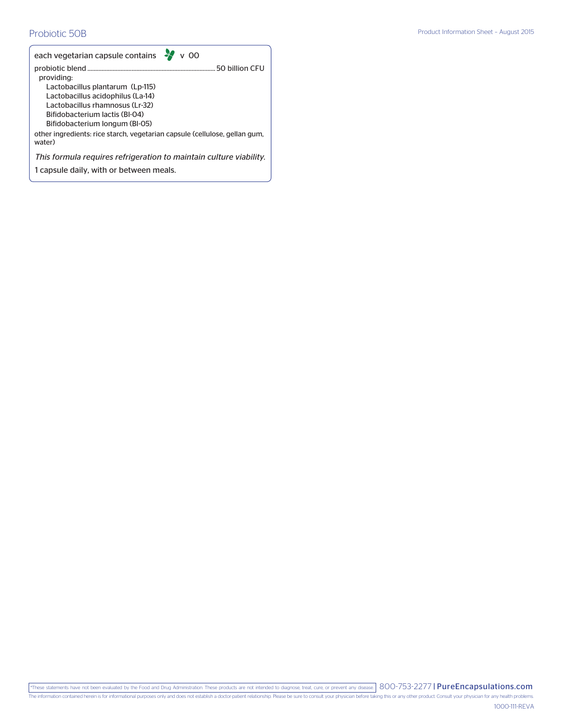each vegetarian capsule contains v 00

probiotic blend ................................................................................ 50 billion CFU
providing:
- Lactobacillus plantarum (Lp-115)
- Lactobacillus acidophilus (La-14)
- Lactobacillus rhamnosus (Lr-32)
- Bifidobacterium lactis (Bl-04)
- Bifidobacterium longum (Bl-05)

other ingredients: rice starch, vegetarian capsule (cellulose, gellan gum, water)

*This formula requires refrigeration to maintain culture viability.*

1 capsule daily, with or between meals.

*These statements have not been evaluated by the Food and Drug Administration. These products are not intended to diagnose, treat, cure, or prevent any disease.

800-753-2277 | PureEncapsulations.com

The information contained herein is for informational purposes only and does not establish a doctor-patient relationship. Please be sure to consult your physician before taking this or any other product. Consult your physician for any health problems.

1000-111-REVA